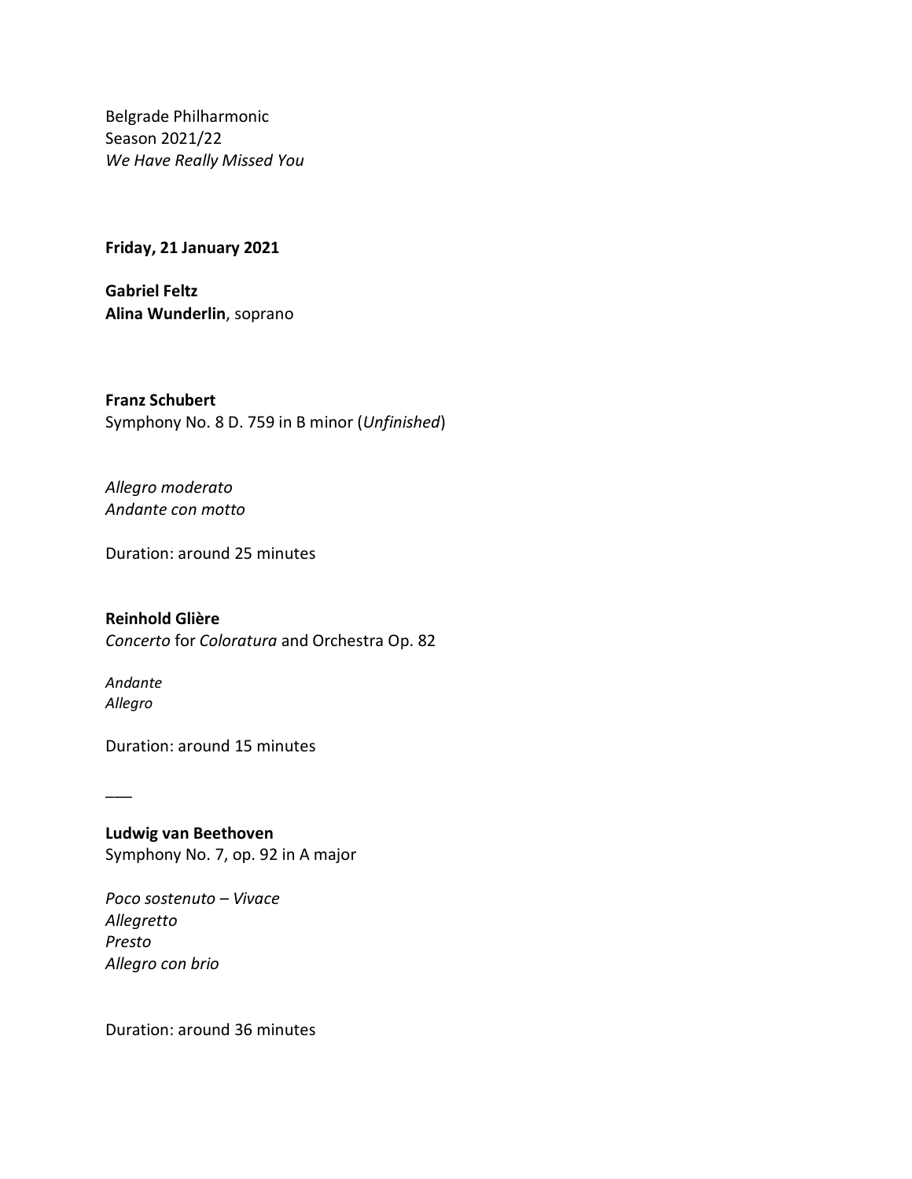Belgrade Philharmonic
Season 2021/22
*We Have Really Missed You*

**Friday, 21 January 2021**

**Gabriel Feltz**
**Alina Wunderlin**, soprano

**Franz Schubert**
Symphony No. 8 D. 759 in B minor (*Unfinished*)

*Allegro moderato*
*Andante con motto*

Duration: around 25 minutes

**Reinhold Glière**
*Concerto* for *Coloratura* and Orchestra Op. 82

*Andante*
*Allegro*

Duration: around 15 minutes

\_\_\_

**Ludwig van Beethoven**
Symphony No. 7, op. 92 in A major

*Poco sostenuto – Vivace*
*Allegretto*
*Presto*
*Allegro con brio*

Duration: around 36 minutes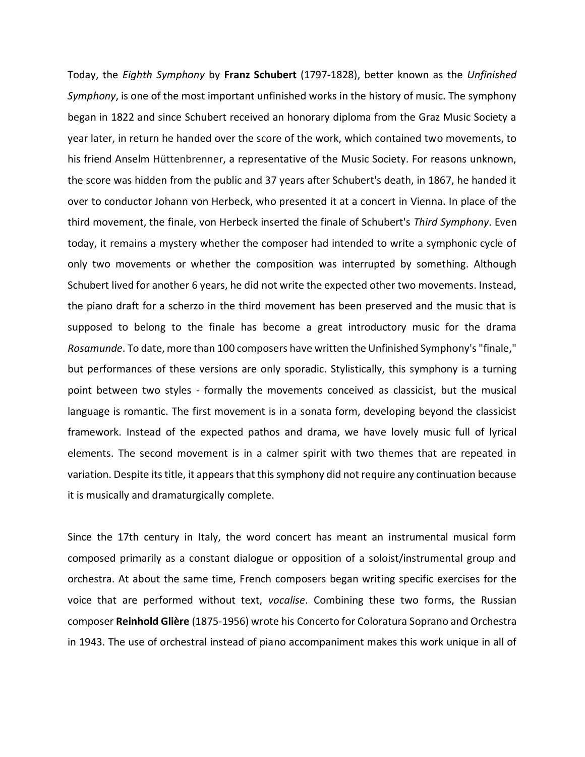Today, the *Eighth Symphony* by **Franz Schubert** (1797-1828), better known as the *Unfinished Symphony*, is one of the most important unfinished works in the history of music. The symphony began in 1822 and since Schubert received an honorary diploma from the Graz Music Society a year later, in return he handed over the score of the work, which contained two movements, to his friend Anselm Hüttenbrenner, a representative of the Music Society. For reasons unknown, the score was hidden from the public and 37 years after Schubert's death, in 1867, he handed it over to conductor Johann von Herbeck, who presented it at a concert in Vienna. In place of the third movement, the finale, von Herbeck inserted the finale of Schubert's *Third Symphony*. Even today, it remains a mystery whether the composer had intended to write a symphonic cycle of only two movements or whether the composition was interrupted by something. Although Schubert lived for another 6 years, he did not write the expected other two movements. Instead, the piano draft for a scherzo in the third movement has been preserved and the music that is supposed to belong to the finale has become a great introductory music for the drama *Rosamunde*. To date, more than 100 composers have written the Unfinished Symphony's "finale," but performances of these versions are only sporadic. Stylistically, this symphony is a turning point between two styles - formally the movements conceived as classicist, but the musical language is romantic. The first movement is in a sonata form, developing beyond the classicist framework. Instead of the expected pathos and drama, we have lovely music full of lyrical elements. The second movement is in a calmer spirit with two themes that are repeated in variation. Despite its title, it appears that this symphony did not require any continuation because it is musically and dramaturgically complete.

Since the 17th century in Italy, the word concert has meant an instrumental musical form composed primarily as a constant dialogue or opposition of a soloist/instrumental group and orchestra. At about the same time, French composers began writing specific exercises for the voice that are performed without text, *vocalise*. Combining these two forms, the Russian composer **Reinhold Glière** (1875-1956) wrote his Concerto for Coloratura Soprano and Orchestra in 1943. The use of orchestral instead of piano accompaniment makes this work unique in all of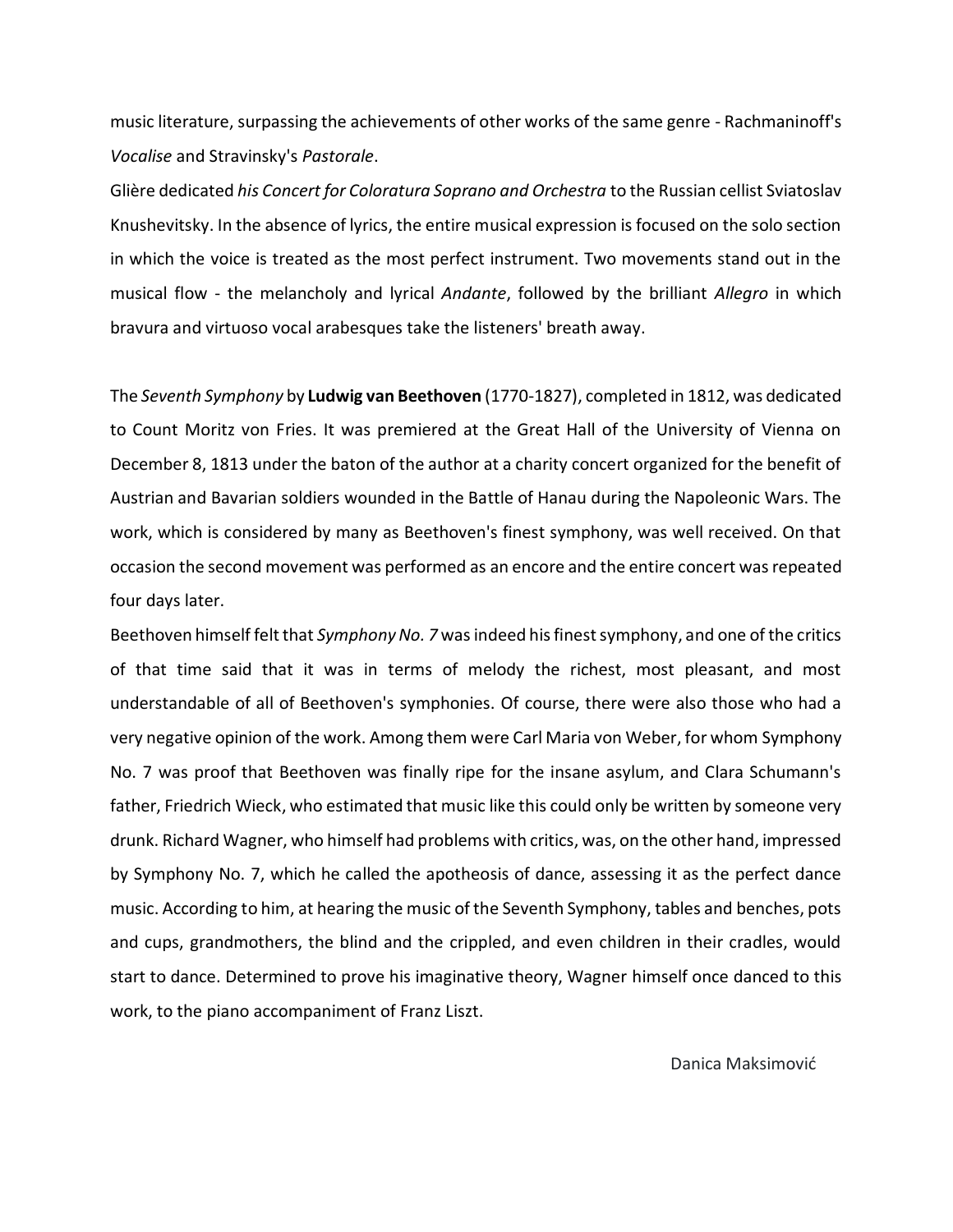music literature, surpassing the achievements of other works of the same genre - Rachmaninoff's *Vocalise* and Stravinsky's *Pastorale*.

Glière dedicated *his Concert for Coloratura Soprano and Orchestra* to the Russian cellist Sviatoslav Knushevitsky. In the absence of lyrics, the entire musical expression is focused on the solo section in which the voice is treated as the most perfect instrument. Two movements stand out in the musical flow - the melancholy and lyrical *Andante*, followed by the brilliant *Allegro* in which bravura and virtuoso vocal arabesques take the listeners' breath away.

The *Seventh Symphony* by **Ludwig van Beethoven** (1770-1827), completed in 1812, was dedicated to Count Moritz von Fries. It was premiered at the Great Hall of the University of Vienna on December 8, 1813 under the baton of the author at a charity concert organized for the benefit of Austrian and Bavarian soldiers wounded in the Battle of Hanau during the Napoleonic Wars. The work, which is considered by many as Beethoven's finest symphony, was well received. On that occasion the second movement was performed as an encore and the entire concert was repeated four days later.

Beethoven himself felt that *Symphony No. 7* was indeed his finest symphony, and one of the critics of that time said that it was in terms of melody the richest, most pleasant, and most understandable of all of Beethoven's symphonies. Of course, there were also those who had a very negative opinion of the work. Among them were Carl Maria von Weber, for whom Symphony No. 7 was proof that Beethoven was finally ripe for the insane asylum, and Clara Schumann's father, Friedrich Wieck, who estimated that music like this could only be written by someone very drunk. Richard Wagner, who himself had problems with critics, was, on the other hand, impressed by Symphony No. 7, which he called the apotheosis of dance, assessing it as the perfect dance music. According to him, at hearing the music of the Seventh Symphony, tables and benches, pots and cups, grandmothers, the blind and the crippled, and even children in their cradles, would start to dance. Determined to prove his imaginative theory, Wagner himself once danced to this work, to the piano accompaniment of Franz Liszt.

Danica Maksimović